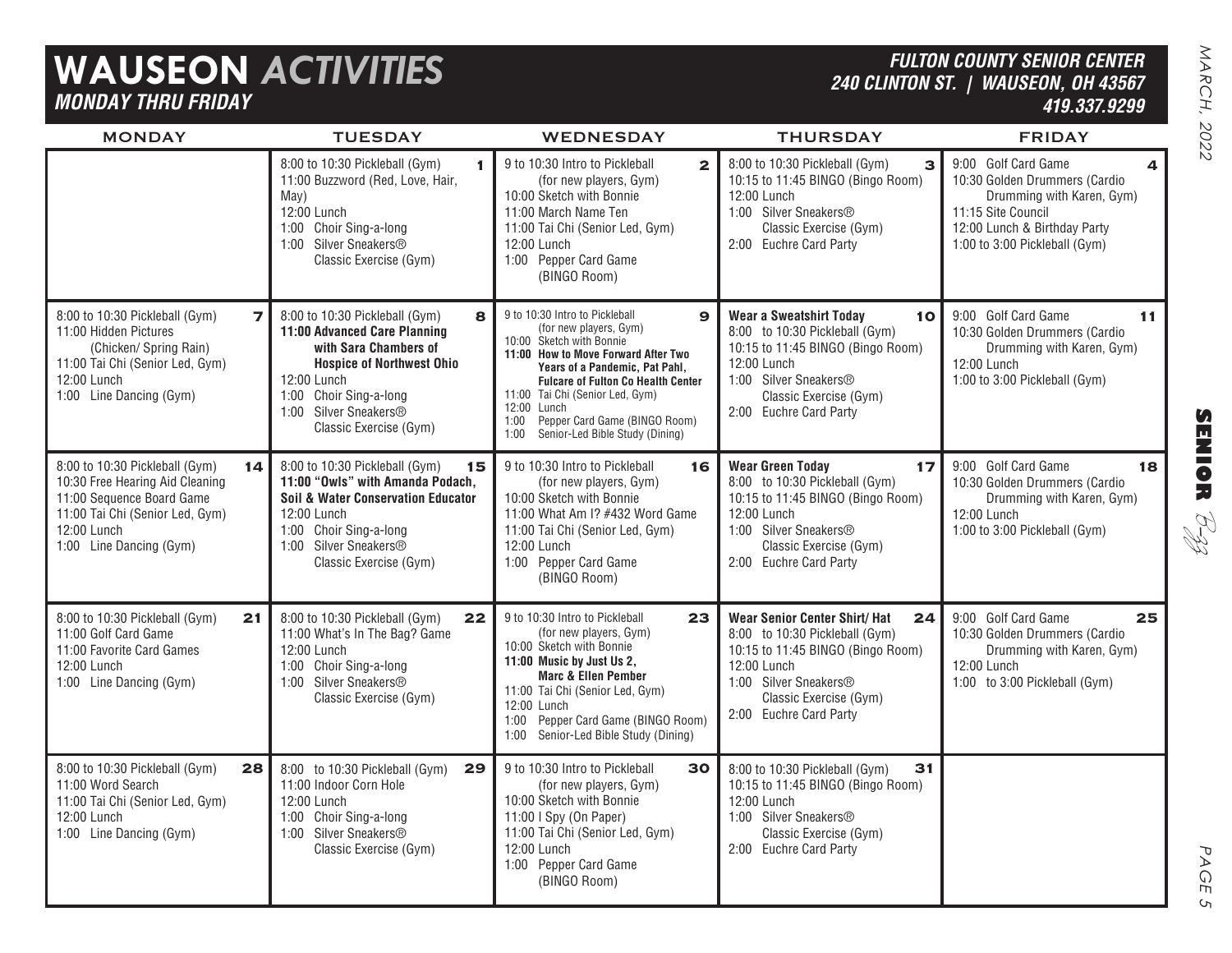# WAUSEON *ACTIVITIES*

***MONDAY THRU FRIDAY***

***FULTON COUNTY SENIOR CENTER***
***240 CLINTON ST. | WAUSEON, OH 43567***
***419.337.9299***

| MONDAY | TUESDAY | WEDNESDAY | THURSDAY | FRIDAY |
|---|---|---|---|---|
| | **1**<br>8:00 to 10:30 Pickleball (Gym)<br>11:00 Buzzword (Red, Love, Hair, May)<br>12:00 Lunch<br>1:00 Choir Sing-a-long<br>1:00 Silver Sneakers® Classic Exercise (Gym) | **2**<br>9 to 10:30 Intro to Pickleball (for new players, Gym)<br>10:00 Sketch with Bonnie<br>11:00 March Name Ten<br>11:00 Tai Chi (Senior Led, Gym)<br>12:00 Lunch<br>1:00 Pepper Card Game (BINGO Room) | **3**<br>8:00 to 10:30 Pickleball (Gym)<br>10:15 to 11:45 BINGO (Bingo Room)<br>12:00 Lunch<br>1:00 Silver Sneakers® Classic Exercise (Gym)<br>2:00 Euchre Card Party | **4**<br>9:00 Golf Card Game<br>10:30 Golden Drummers (Cardio Drumming with Karen, Gym)<br>11:15 Site Council<br>12:00 Lunch & Birthday Party<br>1:00 to 3:00 Pickleball (Gym) |
| **7**<br>8:00 to 10:30 Pickleball (Gym)<br>11:00 Hidden Pictures (Chicken/ Spring Rain)<br>11:00 Tai Chi (Senior Led, Gym)<br>12:00 Lunch<br>1:00 Line Dancing (Gym) | **8**<br>8:00 to 10:30 Pickleball (Gym)<br>**11:00 Advanced Care Planning with Sara Chambers of Hospice of Northwest Ohio**<br>12:00 Lunch<br>1:00 Choir Sing-a-long<br>1:00 Silver Sneakers® Classic Exercise (Gym) | **9**<br>9 to 10:30 Intro to Pickleball (for new players, Gym)<br>10:00 Sketch with Bonnie<br>**11:00 How to Move Forward After Two Years of a Pandemic, Pat Pahl, Fulcare of Fulton Co Health Center**<br>11:00 Tai Chi (Senior Led, Gym)<br>12:00 Lunch<br>1:00 Pepper Card Game (BINGO Room)<br>1:00 Senior-Led Bible Study (Dining) | **10**<br>**Wear a Sweatshirt Today**<br>8:00 to 10:30 Pickleball (Gym)<br>10:15 to 11:45 BINGO (Bingo Room)<br>12:00 Lunch<br>1:00 Silver Sneakers® Classic Exercise (Gym)<br>2:00 Euchre Card Party | **11**<br>9:00 Golf Card Game<br>10:30 Golden Drummers (Cardio Drumming with Karen, Gym)<br>12:00 Lunch<br>1:00 to 3:00 Pickleball (Gym) |
| **14**<br>8:00 to 10:30 Pickleball (Gym)<br>10:30 Free Hearing Aid Cleaning<br>11:00 Sequence Board Game<br>11:00 Tai Chi (Senior Led, Gym)<br>12:00 Lunch<br>1:00 Line Dancing (Gym) | **15**<br>8:00 to 10:30 Pickleball (Gym)<br>**11:00 "Owls" with Amanda Podach, Soil & Water Conservation Educator**<br>12:00 Lunch<br>1:00 Choir Sing-a-long<br>1:00 Silver Sneakers® Classic Exercise (Gym) | **16**<br>9 to 10:30 Intro to Pickleball (for new players, Gym)<br>10:00 Sketch with Bonnie<br>11:00 What Am I? #432 Word Game<br>11:00 Tai Chi (Senior Led, Gym)<br>12:00 Lunch<br>1:00 Pepper Card Game (BINGO Room) | **17**<br>**Wear Green Today**<br>8:00 to 10:30 Pickleball (Gym)<br>10:15 to 11:45 BINGO (Bingo Room)<br>12:00 Lunch<br>1:00 Silver Sneakers® Classic Exercise (Gym)<br>2:00 Euchre Card Party | **18**<br>9:00 Golf Card Game<br>10:30 Golden Drummers (Cardio Drumming with Karen, Gym)<br>12:00 Lunch<br>1:00 to 3:00 Pickleball (Gym) |
| **21**<br>8:00 to 10:30 Pickleball (Gym)<br>11:00 Golf Card Game<br>11:00 Favorite Card Games<br>12:00 Lunch<br>1:00 Line Dancing (Gym) | **22**<br>8:00 to 10:30 Pickleball (Gym)<br>11:00 What's In The Bag? Game<br>12:00 Lunch<br>1:00 Choir Sing-a-long<br>1:00 Silver Sneakers® Classic Exercise (Gym) | **23**<br>9 to 10:30 Intro to Pickleball (for new players, Gym)<br>10:00 Sketch with Bonnie<br>**11:00 Music by Just Us 2, Marc & Ellen Pember**<br>11:00 Tai Chi (Senior Led, Gym)<br>12:00 Lunch<br>1:00 Pepper Card Game (BINGO Room)<br>1:00 Senior-Led Bible Study (Dining) | **24**<br>**Wear Senior Center Shirt/ Hat**<br>8:00 to 10:30 Pickleball (Gym)<br>10:15 to 11:45 BINGO (Bingo Room)<br>12:00 Lunch<br>1:00 Silver Sneakers® Classic Exercise (Gym)<br>2:00 Euchre Card Party | **25**<br>9:00 Golf Card Game<br>10:30 Golden Drummers (Cardio Drumming with Karen, Gym)<br>12:00 Lunch<br>1:00 to 3:00 Pickleball (Gym) |
| **28**<br>8:00 to 10:30 Pickleball (Gym)<br>11:00 Word Search<br>11:00 Tai Chi (Senior Led, Gym)<br>12:00 Lunch<br>1:00 Line Dancing (Gym) | **29**<br>8:00 to 10:30 Pickleball (Gym)<br>11:00 Indoor Corn Hole<br>12:00 Lunch<br>1:00 Choir Sing-a-long<br>1:00 Silver Sneakers® Classic Exercise (Gym) | **30**<br>9 to 10:30 Intro to Pickleball (for new players, Gym)<br>10:00 Sketch with Bonnie<br>11:00 I Spy (On Paper)<br>11:00 Tai Chi (Senior Led, Gym)<br>12:00 Lunch<br>1:00 Pepper Card Game (BINGO Room) | **31**<br>8:00 to 10:30 Pickleball (Gym)<br>10:15 to 11:45 BINGO (Bingo Room)<br>12:00 Lunch<br>1:00 Silver Sneakers® Classic Exercise (Gym)<br>2:00 Euchre Card Party | |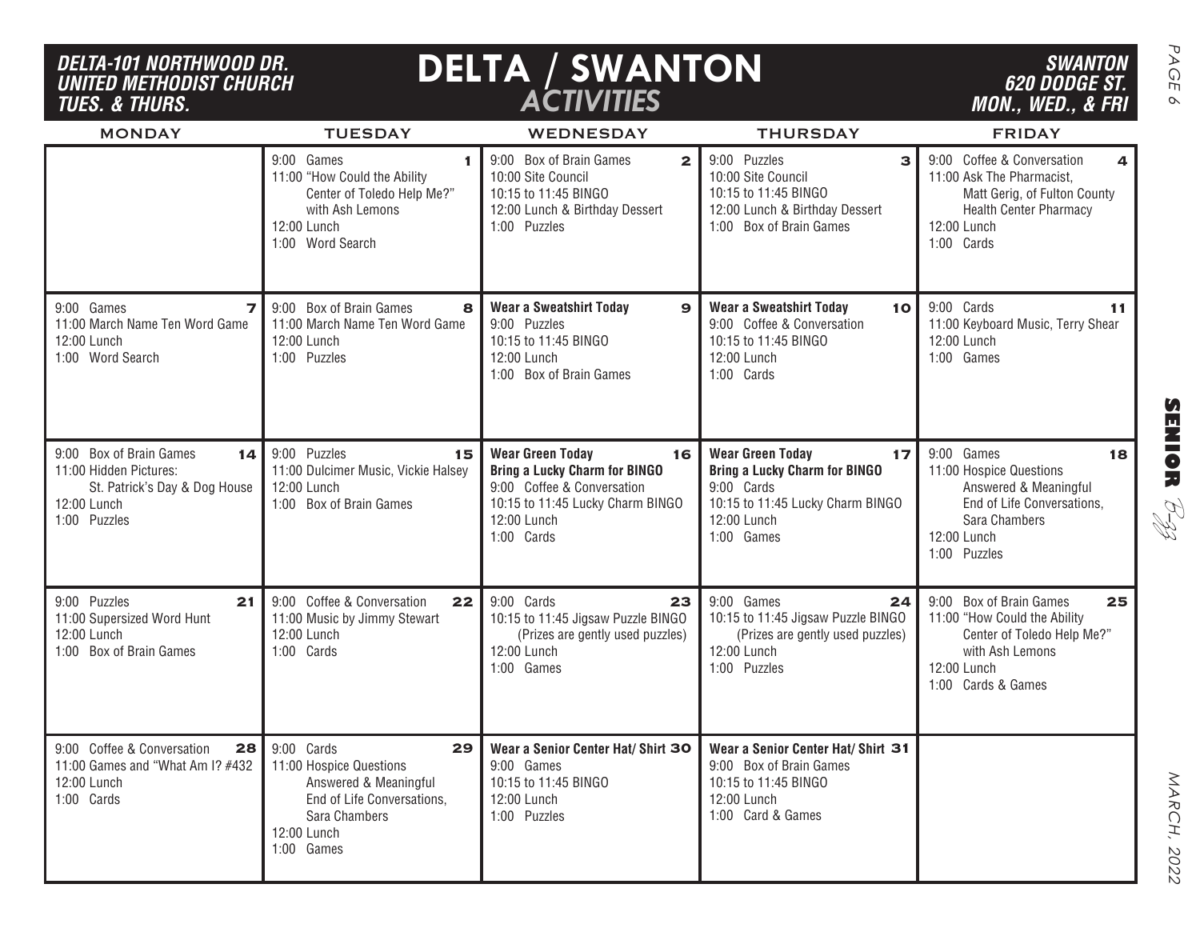# DELTA / SWANTON *ACTIVITIES*

**DELTA-101 NORTHWOOD DR. UNITED METHODIST CHURCH TUES. & THURS.**

**SWANTON 620 DODGE ST. MON., WED., & FRI**

| MONDAY | TUESDAY | WEDNESDAY | THURSDAY | FRIDAY |
|---|---|---|---|---|
| | **1** 9:00 Games<br>11:00 "How Could the Ability Center of Toledo Help Me?" with Ash Lemons<br>12:00 Lunch<br>1:00 Word Search | **2** 9:00 Box of Brain Games<br>10:00 Site Council<br>10:15 to 11:45 BINGO<br>12:00 Lunch & Birthday Dessert<br>1:00 Puzzles | **3** 9:00 Puzzles<br>10:00 Site Council<br>10:15 to 11:45 BINGO<br>12:00 Lunch & Birthday Dessert<br>1:00 Box of Brain Games | **4** 9:00 Coffee & Conversation<br>11:00 Ask The Pharmacist, Matt Gerig, of Fulton County Health Center Pharmacy<br>12:00 Lunch<br>1:00 Cards |
| **7** 9:00 Games<br>11:00 March Name Ten Word Game<br>12:00 Lunch<br>1:00 Word Search | **8** 9:00 Box of Brain Games<br>11:00 March Name Ten Word Game<br>12:00 Lunch<br>1:00 Puzzles | **9** **Wear a Sweatshirt Today**<br>9:00 Puzzles<br>10:15 to 11:45 BINGO<br>12:00 Lunch<br>1:00 Box of Brain Games | **10** **Wear a Sweatshirt Today**<br>9:00 Coffee & Conversation<br>10:15 to 11:45 BINGO<br>12:00 Lunch<br>1:00 Cards | **11** 9:00 Cards<br>11:00 Keyboard Music, Terry Shear<br>12:00 Lunch<br>1:00 Games |
| **14** 9:00 Box of Brain Games<br>11:00 Hidden Pictures: St. Patrick's Day & Dog House<br>12:00 Lunch<br>1:00 Puzzles | **15** 9:00 Puzzles<br>11:00 Dulcimer Music, Vickie Halsey<br>12:00 Lunch<br>1:00 Box of Brain Games | **16** **Wear Green Today**<br>**Bring a Lucky Charm for BINGO**<br>9:00 Coffee & Conversation<br>10:15 to 11:45 Lucky Charm BINGO<br>12:00 Lunch<br>1:00 Cards | **17** **Wear Green Today**<br>**Bring a Lucky Charm for BINGO**<br>9:00 Cards<br>10:15 to 11:45 Lucky Charm BINGO<br>12:00 Lunch<br>1:00 Games | **18** 9:00 Games<br>11:00 Hospice Questions Answered & Meaningful End of Life Conversations, Sara Chambers<br>12:00 Lunch<br>1:00 Puzzles |
| **21** 9:00 Puzzles<br>11:00 Supersized Word Hunt<br>12:00 Lunch<br>1:00 Box of Brain Games | **22** 9:00 Coffee & Conversation<br>11:00 Music by Jimmy Stewart<br>12:00 Lunch<br>1:00 Cards | **23** 9:00 Cards<br>10:15 to 11:45 Jigsaw Puzzle BINGO (Prizes are gently used puzzles)<br>12:00 Lunch<br>1:00 Games | **24** 9:00 Games<br>10:15 to 11:45 Jigsaw Puzzle BINGO (Prizes are gently used puzzles)<br>12:00 Lunch<br>1:00 Puzzles | **25** 9:00 Box of Brain Games<br>11:00 "How Could the Ability Center of Toledo Help Me?" with Ash Lemons<br>12:00 Lunch<br>1:00 Cards & Games |
| **28** 9:00 Coffee & Conversation<br>11:00 Games and "What Am I? #432<br>12:00 Lunch<br>1:00 Cards | **29** 9:00 Cards<br>11:00 Hospice Questions Answered & Meaningful End of Life Conversations, Sara Chambers<br>12:00 Lunch<br>1:00 Games | **30** **Wear a Senior Center Hat/ Shirt**<br>9:00 Games<br>10:15 to 11:45 BINGO<br>12:00 Lunch<br>1:00 Puzzles | **31** **Wear a Senior Center Hat/ Shirt**<br>9:00 Box of Brain Games<br>10:15 to 11:45 BINGO<br>12:00 Lunch<br>1:00 Card & Games | |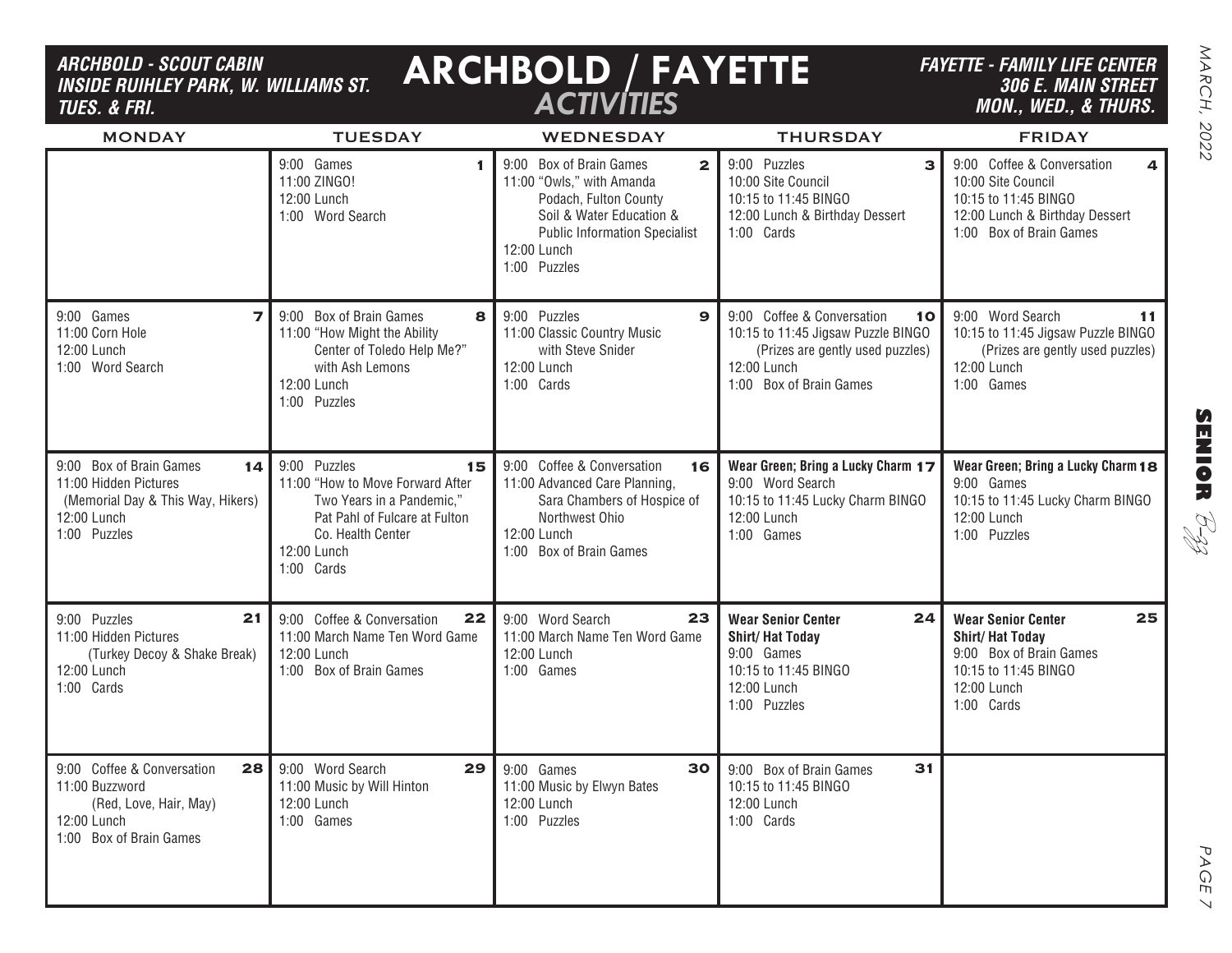**ARCHBOLD - SCOUT CABIN**
**INSIDE RUIHLEY PARK, W. WILLIAMS ST.**
**TUES. & FRI.**

# ARCHBOLD / FAYETTE
## *ACTIVITIES*

**FAYETTE - FAMILY LIFE CENTER**
**306 E. MAIN STREET**
**MON., WED., & THURS.**

| MONDAY | TUESDAY | WEDNESDAY | THURSDAY | FRIDAY |
|---|---|---|---|---|
| | **1**<br>9:00 Games<br>11:00 ZINGO!<br>12:00 Lunch<br>1:00 Word Search | **2**<br>9:00 Box of Brain Games<br>11:00 "Owls," with Amanda Podach, Fulton County Soil & Water Education & Public Information Specialist<br>12:00 Lunch<br>1:00 Puzzles | **3**<br>9:00 Puzzles<br>10:00 Site Council<br>10:15 to 11:45 BINGO<br>12:00 Lunch & Birthday Dessert<br>1:00 Cards | **4**<br>9:00 Coffee & Conversation<br>10:00 Site Council<br>10:15 to 11:45 BINGO<br>12:00 Lunch & Birthday Dessert<br>1:00 Box of Brain Games |
| **7**<br>9:00 Games<br>11:00 Corn Hole<br>12:00 Lunch<br>1:00 Word Search | **8**<br>9:00 Box of Brain Games<br>11:00 "How Might the Ability Center of Toledo Help Me?" with Ash Lemons<br>12:00 Lunch<br>1:00 Puzzles | **9**<br>9:00 Puzzles<br>11:00 Classic Country Music with Steve Snider<br>12:00 Lunch<br>1:00 Cards | **10**<br>9:00 Coffee & Conversation<br>10:15 to 11:45 Jigsaw Puzzle BINGO (Prizes are gently used puzzles)<br>12:00 Lunch<br>1:00 Box of Brain Games | **11**<br>9:00 Word Search<br>10:15 to 11:45 Jigsaw Puzzle BINGO (Prizes are gently used puzzles)<br>12:00 Lunch<br>1:00 Games |
| **14**<br>9:00 Box of Brain Games<br>11:00 Hidden Pictures (Memorial Day & This Way, Hikers)<br>12:00 Lunch<br>1:00 Puzzles | **15**<br>9:00 Puzzles<br>11:00 "How to Move Forward After Two Years in a Pandemic," Pat Pahl of Fulcare at Fulton Co. Health Center<br>12:00 Lunch<br>1:00 Cards | **16**<br>9:00 Coffee & Conversation<br>11:00 Advanced Care Planning, Sara Chambers of Hospice of Northwest Ohio<br>12:00 Lunch<br>1:00 Box of Brain Games | **17**<br>**Wear Green; Bring a Lucky Charm**<br>9:00 Word Search<br>10:15 to 11:45 Lucky Charm BINGO<br>12:00 Lunch<br>1:00 Games | **18**<br>**Wear Green; Bring a Lucky Charm**<br>9:00 Games<br>10:15 to 11:45 Lucky Charm BINGO<br>12:00 Lunch<br>1:00 Puzzles |
| **21**<br>9:00 Puzzles<br>11:00 Hidden Pictures (Turkey Decoy & Shake Break)<br>12:00 Lunch<br>1:00 Cards | **22**<br>9:00 Coffee & Conversation<br>11:00 March Name Ten Word Game<br>12:00 Lunch<br>1:00 Box of Brain Games | **23**<br>9:00 Word Search<br>11:00 March Name Ten Word Game<br>12:00 Lunch<br>1:00 Games | **24**<br>**Wear Senior Center Shirt/ Hat Today**<br>9:00 Games<br>10:15 to 11:45 BINGO<br>12:00 Lunch<br>1:00 Puzzles | **25**<br>**Wear Senior Center Shirt/ Hat Today**<br>9:00 Box of Brain Games<br>10:15 to 11:45 BINGO<br>12:00 Lunch<br>1:00 Cards |
| **28**<br>9:00 Coffee & Conversation<br>11:00 Buzzword (Red, Love, Hair, May)<br>12:00 Lunch<br>1:00 Box of Brain Games | **29**<br>9:00 Word Search<br>11:00 Music by Will Hinton<br>12:00 Lunch<br>1:00 Games | **30**<br>9:00 Games<br>11:00 Music by Elwyn Bates<br>12:00 Lunch<br>1:00 Puzzles | **31**<br>9:00 Box of Brain Games<br>10:15 to 11:45 BINGO<br>12:00 Lunch<br>1:00 Cards | |